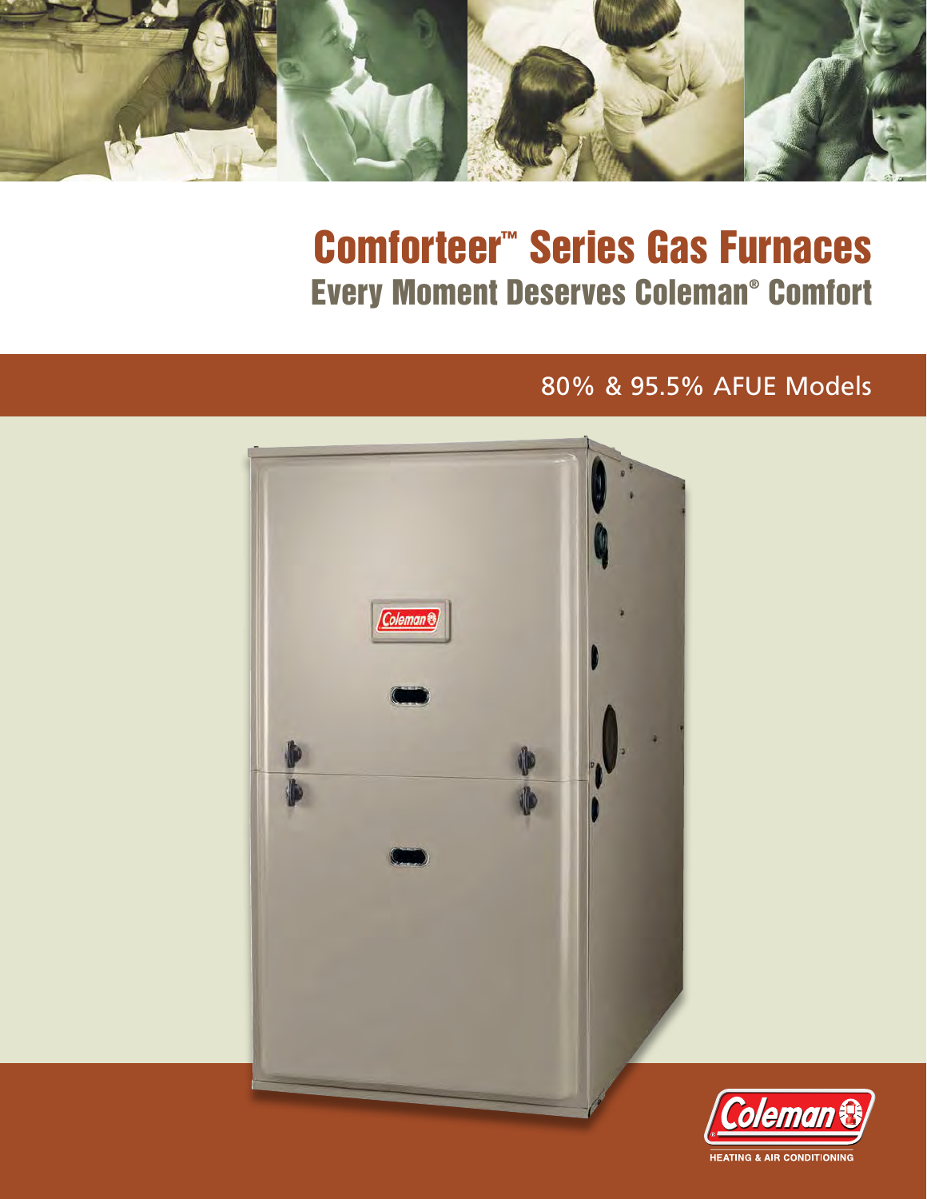# Comforteer™ Series Gas Furnaces

## Every Moment Deserves Coleman® Comfort

80% & 95.5% AFUE Models

Coleman

HEATING & AIR CONDITIONING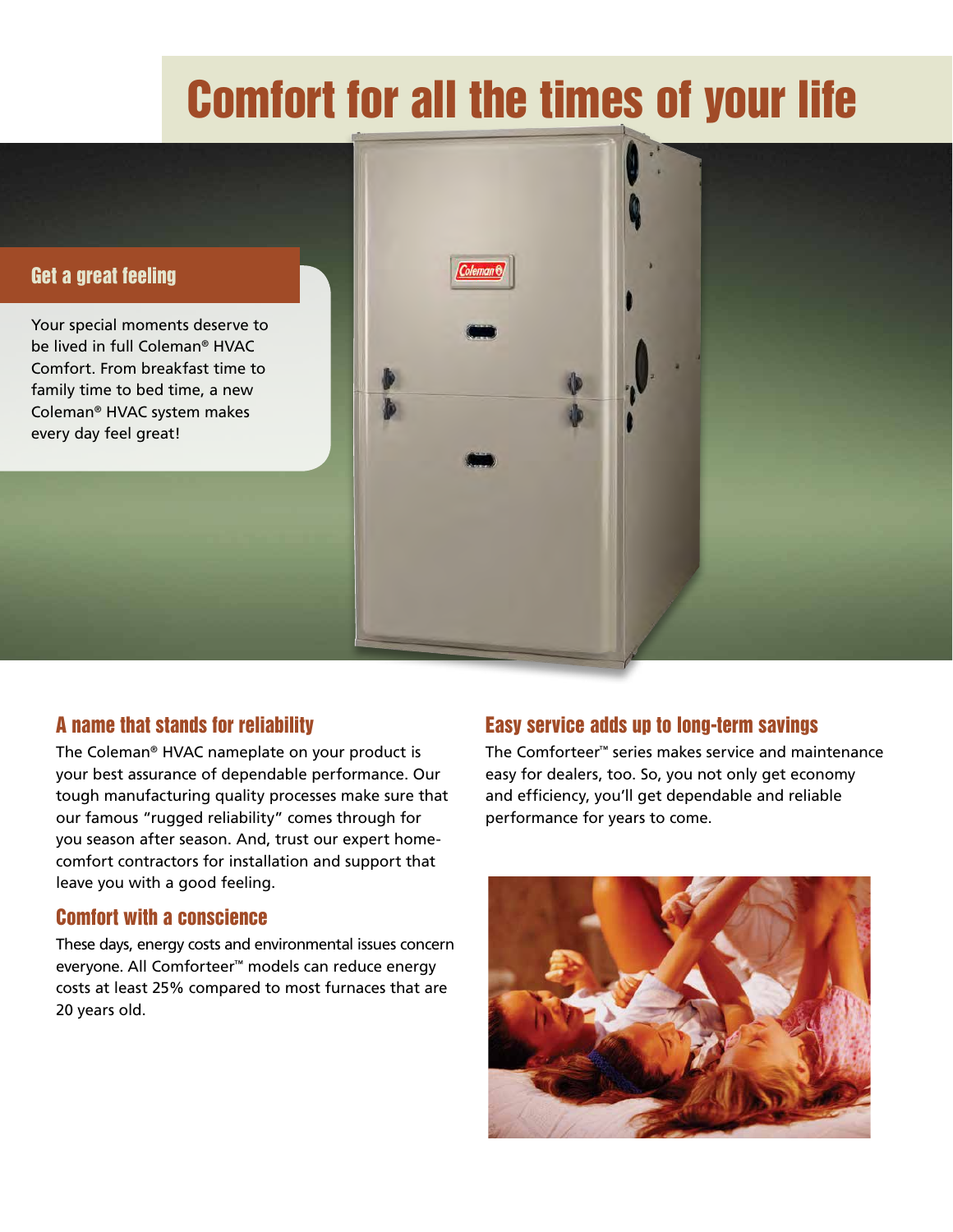# Comfort for all the times of your life

## Get a great feeling

Your special moments deserve to be lived in full Coleman® HVAC Comfort. From breakfast time to family time to bed time, a new Coleman® HVAC system makes every day feel great!

## A name that stands for reliability

The Coleman® HVAC nameplate on your product is your best assurance of dependable performance. Our tough manufacturing quality processes make sure that our famous "rugged reliability" comes through for you season after season. And, trust our expert home-comfort contractors for installation and support that leave you with a good feeling.

## Comfort with a conscience

These days, energy costs and environmental issues concern everyone. All Comforteer™ models can reduce energy costs at least 25% compared to most furnaces that are 20 years old.

## Easy service adds up to long-term savings

The Comforteer™ series makes service and maintenance easy for dealers, too. So, you not only get economy and efficiency, you'll get dependable and reliable performance for years to come.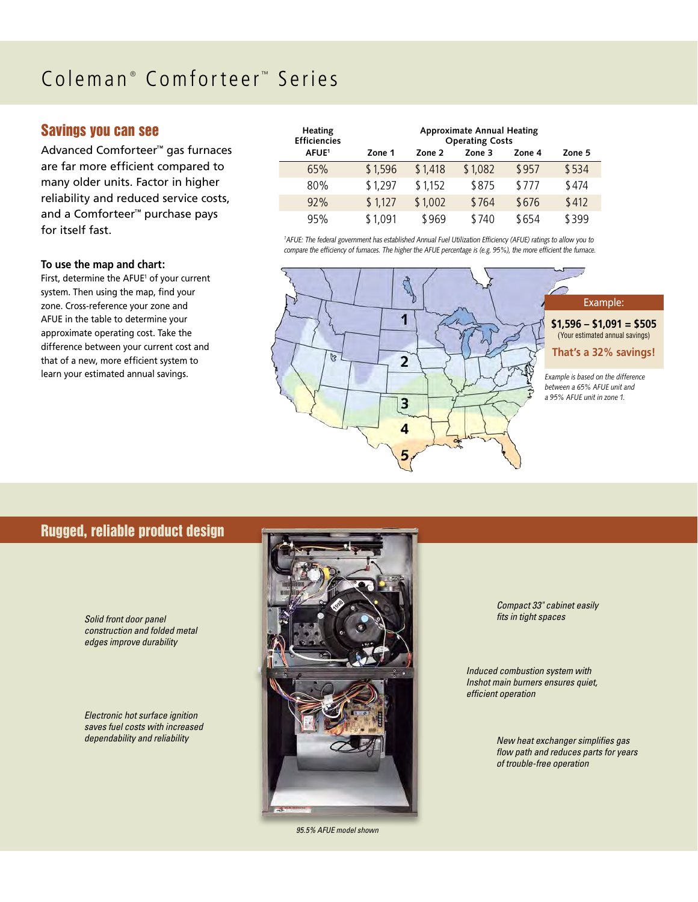# Coleman® Comforteer™ Series

## Savings you can see

Advanced Comforteer™ gas furnaces are far more efficient compared to many older units. Factor in higher reliability and reduced service costs, and a Comforteer™ purchase pays for itself fast.

**To use the map and chart:**
First, determine the AFUE[1] of your current system. Then using the map, find your zone. Cross-reference your zone and AFUE in the table to determine your approximate operating cost. Take the difference between your current cost and that of a new, more efficient system to learn your estimated annual savings.

| Heating Efficiencies AFUE[1] | Approximate Annual Heating Operating Costs | | | | |
|---|---|---|---|---|---|
| | Zone 1 | Zone 2 | Zone 3 | Zone 4 | Zone 5 |
| 65% | $1,596 | $1,418 | $1,082 | $957 | $534 |
| 80% | $1,297 | $1,152 | $875 | $777 | $474 |
| 92% | $1,127 | $1,002 | $764 | $676 | $412 |
| 95% | $1,091 | $969 | $740 | $654 | $399 |

*[1]AFUE: The federal government has established Annual Fuel Utilization Efficiency (AFUE) ratings to allow you to compare the efficiency of furnaces. The higher the AFUE percentage is (e.g. 95%), the more efficient the furnace.*

1
2
3
4
5

**Example:**

**$1,596 – $1,091 = $505**
(Your estimated annual savings)

**That's a 32% savings!**

*Example is based on the difference between a 65% AFUE unit and a 95% AFUE unit in zone 1.*

## Rugged, reliable product design

*Solid front door panel construction and folded metal edges improve durability*

*Electronic hot surface ignition saves fuel costs with increased dependability and reliability*

*Compact 33" cabinet easily fits in tight spaces*

*Induced combustion system with Inshot main burners ensures quiet, efficient operation*

*New heat exchanger simplifies gas flow path and reduces parts for years of trouble-free operation*

*95.5% AFUE model shown*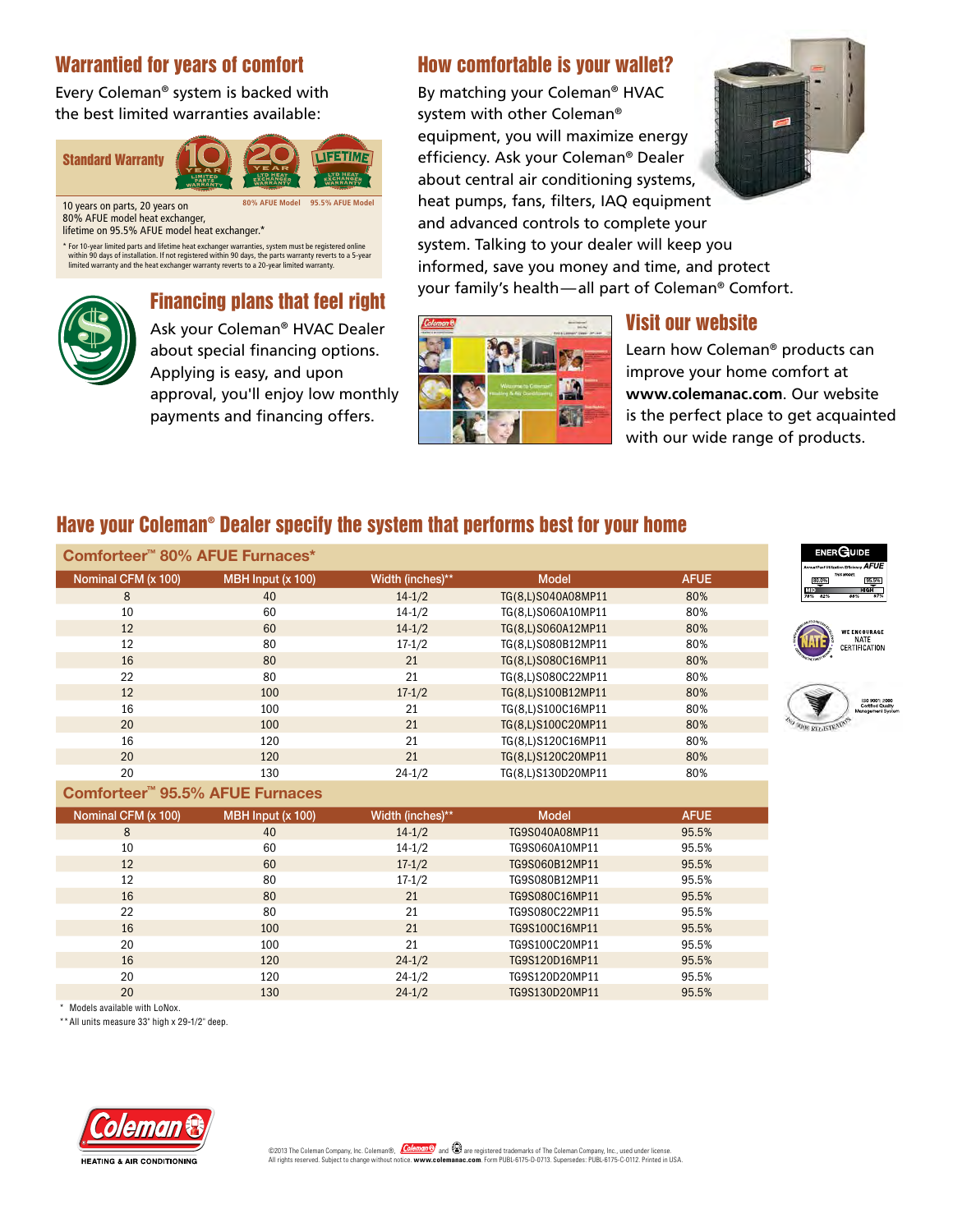## Warrantied for years of comfort

Every Coleman® system is backed with the best limited warranties available:

**Standard Warranty** — 10 YEAR LIMITED PARTS WARRANTY | 20 YEAR LTD HEAT EXCHANGER WARRANTY (80% AFUE Model) | LIFETIME LTD HEAT EXCHANGER WARRANTY (95.5% AFUE Model)

10 years on parts, 20 years on 80% AFUE model heat exchanger, lifetime on 95.5% AFUE model heat exchanger.*

* For 10-year limited parts and lifetime heat exchanger warranties, system must be registered online within 90 days of installation. If not registered within 90 days, the parts warranty reverts to a 5-year limited warranty and the heat exchanger warranty reverts to a 20-year limited warranty.

## Financing plans that feel right

Ask your Coleman® HVAC Dealer about special financing options. Applying is easy, and upon approval, you'll enjoy low monthly payments and financing offers.

## How comfortable is your wallet?

By matching your Coleman® HVAC system with other Coleman® equipment, you will maximize energy efficiency. Ask your Coleman® Dealer about central air conditioning systems, heat pumps, fans, filters, IAQ equipment and advanced controls to complete your system. Talking to your dealer will keep you informed, save you money and time, and protect your family's health—all part of Coleman® Comfort.

## Visit our website

Learn how Coleman® products can improve your home comfort at **www.colemanac.com**. Our website is the perfect place to get acquainted with our wide range of products.

## Have your Coleman® Dealer specify the system that performs best for your home

### Comforteer™ 80% AFUE Furnaces*

| Nominal CFM (x 100) | MBH Input (x 100) | Width (inches)** | Model | AFUE |
|---|---|---|---|---|
| 8 | 40 | 14-1/2 | TG(8,L)S040A08MP11 | 80% |
| 10 | 60 | 14-1/2 | TG(8,L)S060A10MP11 | 80% |
| 12 | 60 | 14-1/2 | TG(8,L)S060A12MP11 | 80% |
| 12 | 80 | 17-1/2 | TG(8,L)S080B12MP11 | 80% |
| 16 | 80 | 21 | TG(8,L)S080C16MP11 | 80% |
| 22 | 80 | 21 | TG(8,L)S080C22MP11 | 80% |
| 12 | 100 | 17-1/2 | TG(8,L)S100B12MP11 | 80% |
| 16 | 100 | 21 | TG(8,L)S100C16MP11 | 80% |
| 20 | 100 | 21 | TG(8,L)S100C20MP11 | 80% |
| 16 | 120 | 21 | TG(8,L)S120C16MP11 | 80% |
| 20 | 120 | 21 | TG(8,L)S120C20MP11 | 80% |
| 20 | 130 | 24-1/2 | TG(8,L)S130D20MP11 | 80% |

### Comforteer™ 95.5% AFUE Furnaces

| Nominal CFM (x 100) | MBH Input (x 100) | Width (inches)** | Model | AFUE |
|---|---|---|---|---|
| 8 | 40 | 14-1/2 | TG9S040A08MP11 | 95.5% |
| 10 | 60 | 14-1/2 | TG9S060A10MP11 | 95.5% |
| 12 | 60 | 17-1/2 | TG9S060B12MP11 | 95.5% |
| 12 | 80 | 17-1/2 | TG9S080B12MP11 | 95.5% |
| 16 | 80 | 21 | TG9S080C16MP11 | 95.5% |
| 22 | 80 | 21 | TG9S080C22MP11 | 95.5% |
| 16 | 100 | 21 | TG9S100C16MP11 | 95.5% |
| 20 | 100 | 21 | TG9S100C20MP11 | 95.5% |
| 16 | 120 | 24-1/2 | TG9S120D16MP11 | 95.5% |
| 20 | 120 | 24-1/2 | TG9S120D20MP11 | 95.5% |
| 20 | 130 | 24-1/2 | TG9S130D20MP11 | 95.5% |

* Models available with LoNox.

** All units measure 33" high x 29-1/2" deep.

WE ENCOURAGE NATE CERTIFICATION

ISO 9001: 2000 Certified Quality Management System

Coleman® HEATING & AIR CONDITIONING

©2013 The Coleman Company, Inc. Coleman®, Coleman® and ® are registered trademarks of The Coleman Company, Inc., used under license. All rights reserved. Subject to change without notice. **www.colemanac.com**. Form PUBL-6175-D-0713. Supersedes: PUBL-6175-C-0112. Printed in USA.